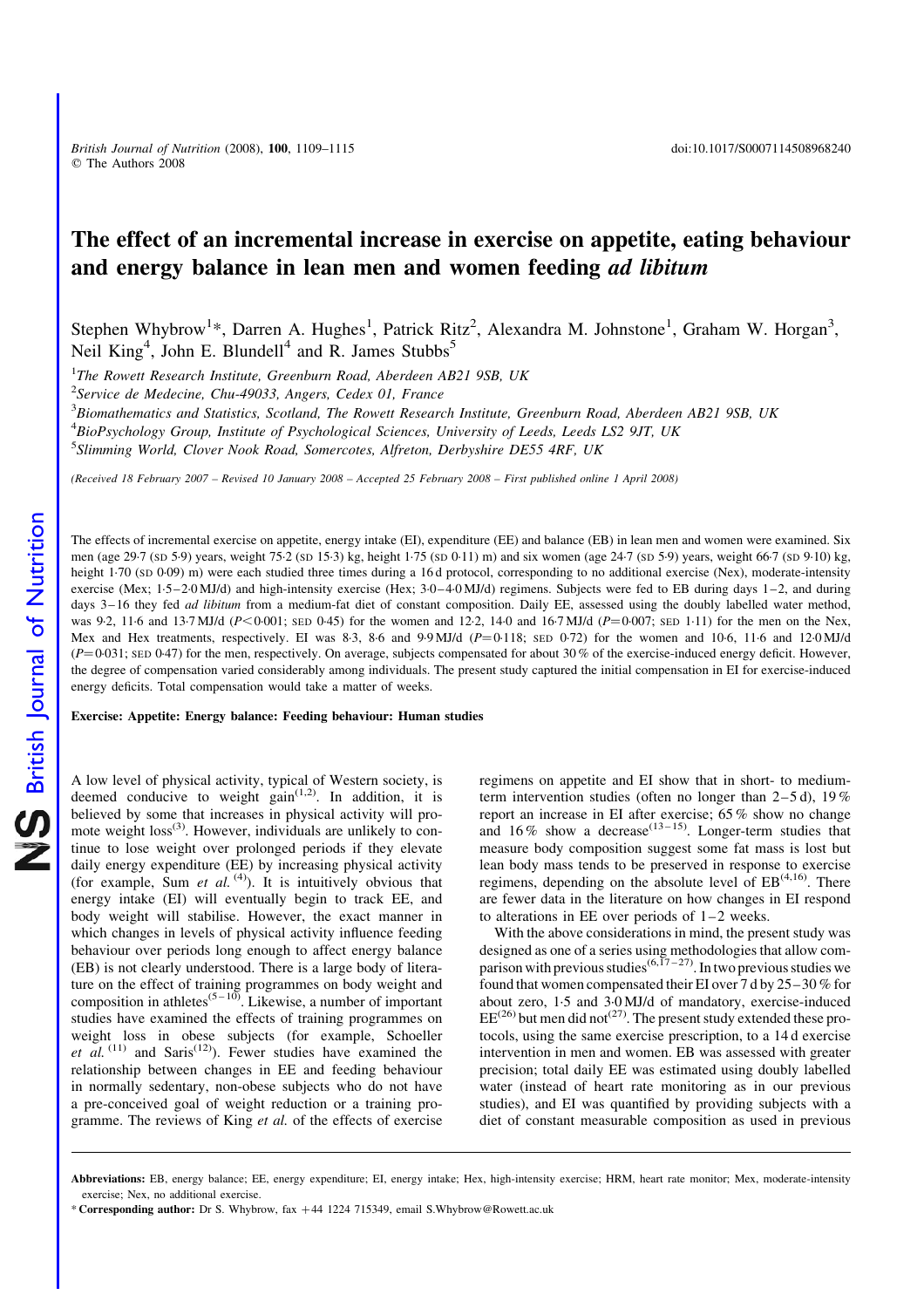# The effect of an incremental increase in exercise on appetite, eating behaviour and energy balance in lean men and women feeding *ad libitum*

Stephen Whybrow[1]*, Darren A. Hughes[1], Patrick Ritz[2], Alexandra M. Johnstone[1], Graham W. Horgan[3], Neil King[4], John E. Blundell[4] and R. James Stubbs[5]

[1]*The Rowett Research Institute, Greenburn Road, Aberdeen AB21 9SB, UK*

[2]*Service de Medecine, Chu-49033, Angers, Cedex 01, France*

[3]*Biomathematics and Statistics, Scotland, The Rowett Research Institute, Greenburn Road, Aberdeen AB21 9SB, UK*

[4]*BioPsychology Group, Institute of Psychological Sciences, University of Leeds, Leeds LS2 9JT, UK*

[5]*Slimming World, Clover Nook Road, Somercotes, Alfreton, Derbyshire DE55 4RF, UK*

*(Received 18 February 2007 – Revised 10 January 2008 – Accepted 25 February 2008 – First published online 1 April 2008)*

The effects of incremental exercise on appetite, energy intake (EI), expenditure (EE) and balance (EB) in lean men and women were examined. Six men (age 29·7 (SD 5·9) years, weight 75·2 (SD 15·3) kg, height 1·75 (SD 0·11) m) and six women (age 24·7 (SD 5·9) years, weight 66·7 (SD 9·10) kg, height 1·70 (SD 0·09) m) were each studied three times during a 16 d protocol, corresponding to no additional exercise (Nex), moderate-intensity exercise (Mex; 1·5–2·0 MJ/d) and high-intensity exercise (Hex; 3·0–4·0 MJ/d) regimens. Subjects were fed to EB during days 1–2, and during days 3–16 they fed *ad libitum* from a medium-fat diet of constant composition. Daily EE, assessed using the doubly labelled water method, was 9·2, 11·6 and 13·7 MJ/d ($P<0·001$; SED 0·45) for the women and 12·2, 14·0 and 16·7 MJ/d ($P=0·007$; SED 1·11) for the men on the Nex, Mex and Hex treatments, respectively. EI was 8·3, 8·6 and 9·9 MJ/d ($P=0·118$; SED 0·72) for the women and 10·6, 11·6 and 12·0 MJ/d ($P=0·031$; SED 0·47) for the men, respectively. On average, subjects compensated for about 30 % of the exercise-induced energy deficit. However, the degree of compensation varied considerably among individuals. The present study captured the initial compensation in EI for exercise-induced energy deficits. Total compensation would take a matter of weeks.

**Exercise: Appetite: Energy balance: Feeding behaviour: Human studies**

A low level of physical activity, typical of Western society, is deemed conducive to weight gain[1,2]. In addition, it is believed by some that increases in physical activity will promote weight loss[3]. However, individuals are unlikely to continue to lose weight over prolonged periods if they elevate daily energy expenditure (EE) by increasing physical activity (for example, Sum *et al.*[4]). It is intuitively obvious that energy intake (EI) will eventually begin to track EE, and body weight will stabilise. However, the exact manner in which changes in levels of physical activity influence feeding behaviour over periods long enough to affect energy balance (EB) is not clearly understood. There is a large body of literature on the effect of training programmes on body weight and composition in athletes[5–10]. Likewise, a number of important studies have examined the effects of training programmes on weight loss in obese subjects (for example, Schoeller *et al.*[11] and Saris[12]). Fewer studies have examined the relationship between changes in EE and feeding behaviour in normally sedentary, non-obese subjects who do not have a pre-conceived goal of weight reduction or a training programme. The reviews of King *et al.* of the effects of exercise regimens on appetite and EI show that in short- to medium-term intervention studies (often no longer than 2–5 d), 19 % report an increase in EI after exercise; 65 % show no change and 16 % show a decrease[13–15]. Longer-term studies that measure body composition suggest some fat mass is lost but lean body mass tends to be preserved in response to exercise regimens, depending on the absolute level of EB[4,16]. There are fewer data in the literature on how changes in EI respond to alterations in EE over periods of 1–2 weeks.

With the above considerations in mind, the present study was designed as one of a series using methodologies that allow comparison with previous studies[6,17–27]. In two previous studies we found that women compensated their EI over 7 d by 25–30 % for about zero, 1·5 and 3·0 MJ/d of mandatory, exercise-induced EE[26] but men did not[27]. The present study extended these protocols, using the same exercise prescription, to a 14 d exercise intervention in men and women. EB was assessed with greater precision; total daily EE was estimated using doubly labelled water (instead of heart rate monitoring as in our previous studies), and EI was quantified by providing subjects with a diet of constant measurable composition as used in previous

**Abbreviations:** EB, energy balance; EE, energy expenditure; EI, energy intake; Hex, high-intensity exercise; HRM, heart rate monitor; Mex, moderate-intensity exercise; Nex, no additional exercise.

\* **Corresponding author:** Dr S. Whybrow, fax +44 1224 715349, email S.Whybrow@Rowett.ac.uk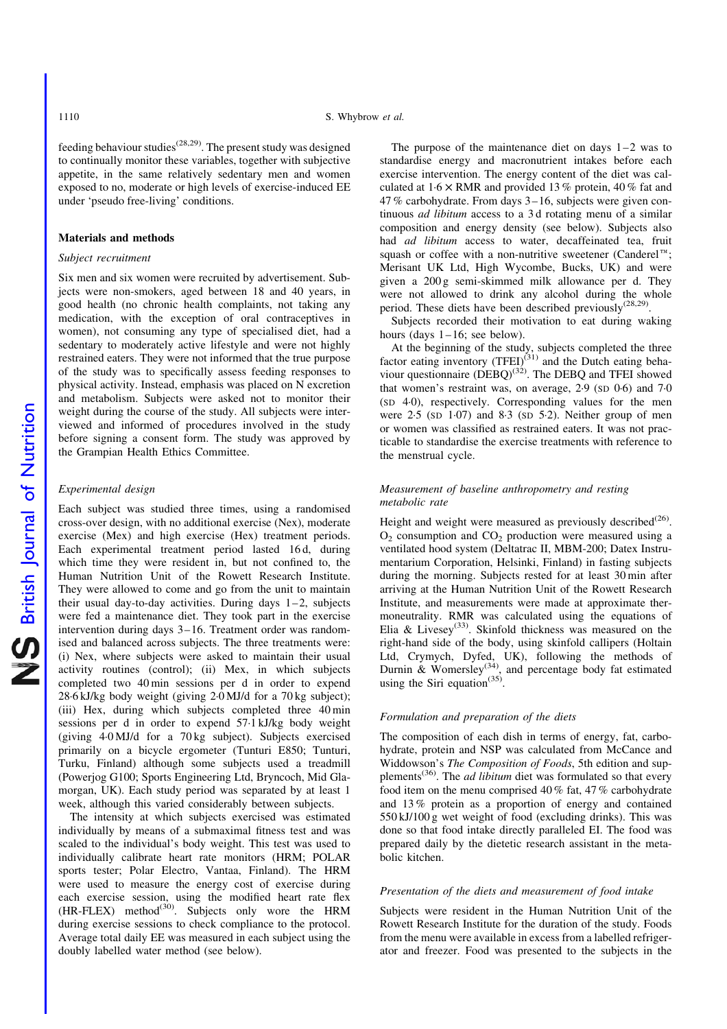feeding behaviour studies[28,29]. The present study was designed to continually monitor these variables, together with subjective appetite, in the same relatively sedentary men and women exposed to no, moderate or high levels of exercise-induced EE under 'pseudo free-living' conditions.

## Materials and methods

### *Subject recruitment*

Six men and six women were recruited by advertisement. Subjects were non-smokers, aged between 18 and 40 years, in good health (no chronic health complaints, not taking any medication, with the exception of oral contraceptives in women), not consuming any type of specialised diet, had a sedentary to moderately active lifestyle and were not highly restrained eaters. They were not informed that the true purpose of the study was to specifically assess feeding responses to physical activity. Instead, emphasis was placed on N excretion and metabolism. Subjects were asked not to monitor their weight during the course of the study. All subjects were interviewed and informed of procedures involved in the study before signing a consent form. The study was approved by the Grampian Health Ethics Committee.

### *Experimental design*

Each subject was studied three times, using a randomised cross-over design, with no additional exercise (Nex), moderate exercise (Mex) and high exercise (Hex) treatment periods. Each experimental treatment period lasted 16 d, during which time they were resident in, but not confined to, the Human Nutrition Unit of the Rowett Research Institute. They were allowed to come and go from the unit to maintain their usual day-to-day activities. During days 1–2, subjects were fed a maintenance diet. They took part in the exercise intervention during days 3–16. Treatment order was randomised and balanced across subjects. The three treatments were: (i) Nex, where subjects were asked to maintain their usual activity routines (control); (ii) Mex, in which subjects completed two 40 min sessions per d in order to expend 28·6 kJ/kg body weight (giving 2·0 MJ/d for a 70 kg subject); (iii) Hex, during which subjects completed three 40 min sessions per d in order to expend 57·1 kJ/kg body weight (giving 4·0 MJ/d for a 70 kg subject). Subjects exercised primarily on a bicycle ergometer (Tunturi E850; Tunturi, Turku, Finland) although some subjects used a treadmill (Powerjog G100; Sports Engineering Ltd, Bryncoch, Mid Glamorgan, UK). Each study period was separated by at least 1 week, although this varied considerably between subjects.

The intensity at which subjects exercised was estimated individually by means of a submaximal fitness test and was scaled to the individual's body weight. This test was used to individually calibrate heart rate monitors (HRM; POLAR sports tester; Polar Electro, Vantaa, Finland). The HRM were used to measure the energy cost of exercise during each exercise session, using the modified heart rate flex (HR-FLEX) method[30]. Subjects only wore the HRM during exercise sessions to check compliance to the protocol. Average total daily EE was measured in each subject using the doubly labelled water method (see below).

The purpose of the maintenance diet on days 1–2 was to standardise energy and macronutrient intakes before each exercise intervention. The energy content of the diet was calculated at 1·6 × RMR and provided 13 % protein, 40 % fat and 47 % carbohydrate. From days 3–16, subjects were given continuous *ad libitum* access to a 3 d rotating menu of a similar composition and energy density (see below). Subjects also had *ad libitum* access to water, decaffeinated tea, fruit squash or coffee with a non-nutritive sweetener (Canderel™; Merisant UK Ltd, High Wycombe, Bucks, UK) and were given a 200 g semi-skimmed milk allowance per d. They were not allowed to drink any alcohol during the whole period. These diets have been described previously[28,29].

Subjects recorded their motivation to eat during waking hours (days 1–16; see below).

At the beginning of the study, subjects completed the three factor eating inventory (TFEI)[31] and the Dutch eating behaviour questionnaire (DEBQ)[32]. The DEBQ and TFEI showed that women's restraint was, on average, 2·9 (SD 0·6) and 7·0 (SD 4·0), respectively. Corresponding values for the men were 2·5 (SD 1·07) and 8·3 (SD 5·2). Neither group of men or women was classified as restrained eaters. It was not practicable to standardise the exercise treatments with reference to the menstrual cycle.

### *Measurement of baseline anthropometry and resting metabolic rate*

Height and weight were measured as previously described[26]. $O_2$ consumption and $CO_2$ production were measured using a ventilated hood system (Deltatrac II, MBM-200; Datex Instrumentarium Corporation, Helsinki, Finland) in fasting subjects during the morning. Subjects rested for at least 30 min after arriving at the Human Nutrition Unit of the Rowett Research Institute, and measurements were made at approximate thermoneutrality. RMR was calculated using the equations of Elia & Livesey[33]. Skinfold thickness was measured on the right-hand side of the body, using skinfold callipers (Holtain Ltd, Crymych, Dyfed, UK), following the methods of Durnin & Womersley[34], and percentage body fat estimated using the Siri equation[35].

### *Formulation and preparation of the diets*

The composition of each dish in terms of energy, fat, carbohydrate, protein and NSP was calculated from McCance and Widdowson's *The Composition of Foods*, 5th edition and supplements[36]. The *ad libitum* diet was formulated so that every food item on the menu comprised 40 % fat, 47 % carbohydrate and 13 % protein as a proportion of energy and contained 550 kJ/100 g wet weight of food (excluding drinks). This was done so that food intake directly paralleled EI. The food was prepared daily by the dietetic research assistant in the metabolic kitchen.

### *Presentation of the diets and measurement of food intake*

Subjects were resident in the Human Nutrition Unit of the Rowett Research Institute for the duration of the study. Foods from the menu were available in excess from a labelled refrigerator and freezer. Food was presented to the subjects in the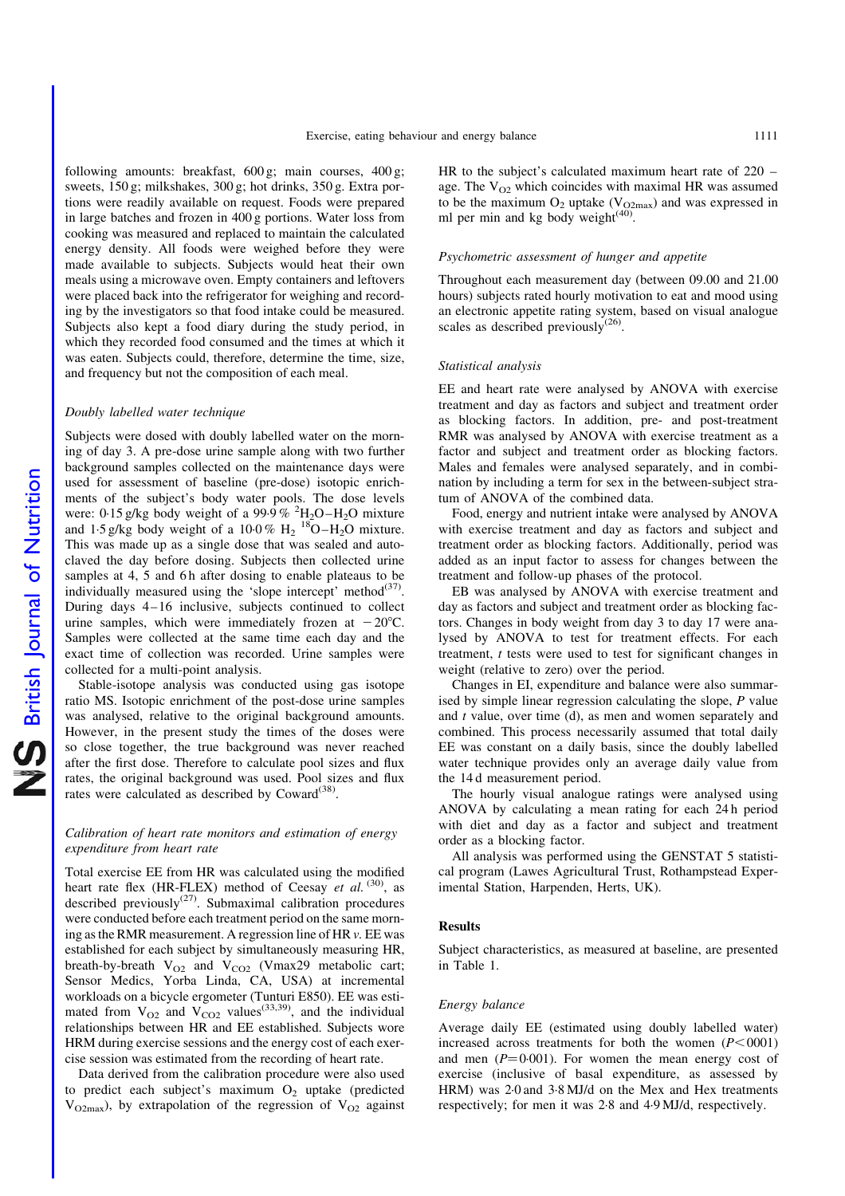following amounts: breakfast, 600 g; main courses, 400 g; sweets, 150 g; milkshakes, 300 g; hot drinks, 350 g. Extra portions were readily available on request. Foods were prepared in large batches and frozen in 400 g portions. Water loss from cooking was measured and replaced to maintain the calculated energy density. All foods were weighed before they were made available to subjects. Subjects would heat their own meals using a microwave oven. Empty containers and leftovers were placed back into the refrigerator for weighing and recording by the investigators so that food intake could be measured. Subjects also kept a food diary during the study period, in which they recorded food consumed and the times at which it was eaten. Subjects could, therefore, determine the time, size, and frequency but not the composition of each meal.

### *Doubly labelled water technique*

Subjects were dosed with doubly labelled water on the morning of day 3. A pre-dose urine sample along with two further background samples collected on the maintenance days were used for assessment of baseline (pre-dose) isotopic enrichments of the subject's body water pools. The dose levels were: 0·15 g/kg body weight of a 99·9 % $^2H_2O–H_2O$ mixture and 1·5 g/kg body weight of a 10·0 % $H_2\,^{18}O–H_2O$ mixture. This was made up as a single dose that was sealed and autoclaved the day before dosing. Subjects then collected urine samples at 4, 5 and 6 h after dosing to enable plateaus to be individually measured using the 'slope intercept' method[37]. During days 4–16 inclusive, subjects continued to collect urine samples, which were immediately frozen at $-20$°C. Samples were collected at the same time each day and the exact time of collection was recorded. Urine samples were collected for a multi-point analysis.

Stable-isotope analysis was conducted using gas isotope ratio MS. Isotopic enrichment of the post-dose urine samples was analysed, relative to the original background amounts. However, in the present study the times of the doses were so close together, the true background was never reached after the first dose. Therefore to calculate pool sizes and flux rates, the original background was used. Pool sizes and flux rates were calculated as described by Coward[38].

### *Calibration of heart rate monitors and estimation of energy expenditure from heart rate*

Total exercise EE from HR was calculated using the modified heart rate flex (HR-FLEX) method of Ceesay *et al.* [30], as described previously[27]. Submaximal calibration procedures were conducted before each treatment period on the same morning as the RMR measurement. A regression line of HR *v.* EE was established for each subject by simultaneously measuring HR, breath-by-breath $V_{O2}$ and $V_{CO2}$ (Vmax29 metabolic cart; Sensor Medics, Yorba Linda, CA, USA) at incremental workloads on a bicycle ergometer (Tunturi E850). EE was estimated from $V_{O2}$ and $V_{CO2}$ values[33,39], and the individual relationships between HR and EE established. Subjects wore HRM during exercise sessions and the energy cost of each exercise session was estimated from the recording of heart rate.

Data derived from the calibration procedure were also used to predict each subject's maximum $O_2$ uptake (predicted $V_{O2max}$), by extrapolation of the regression of $V_{O2}$ against HR to the subject's calculated maximum heart rate of 220 – age. The $V_{O2}$ which coincides with maximal HR was assumed to be the maximum $O_2$ uptake ($V_{O2max}$) and was expressed in ml per min and kg body weight[40].

### *Psychometric assessment of hunger and appetite*

Throughout each measurement day (between 09.00 and 21.00 hours) subjects rated hourly motivation to eat and mood using an electronic appetite rating system, based on visual analogue scales as described previously[26].

### *Statistical analysis*

EE and heart rate were analysed by ANOVA with exercise treatment and day as factors and subject and treatment order as blocking factors. In addition, pre- and post-treatment RMR was analysed by ANOVA with exercise treatment as a factor and subject and treatment order as blocking factors. Males and females were analysed separately, and in combination by including a term for sex in the between-subject stratum of ANOVA of the combined data.

Food, energy and nutrient intake were analysed by ANOVA with exercise treatment and day as factors and subject and treatment order as blocking factors. Additionally, period was added as an input factor to assess for changes between the treatment and follow-up phases of the protocol.

EB was analysed by ANOVA with exercise treatment and day as factors and subject and treatment order as blocking factors. Changes in body weight from day 3 to day 17 were analysed by ANOVA to test for treatment effects. For each treatment, *t* tests were used to test for significant changes in weight (relative to zero) over the period.

Changes in EI, expenditure and balance were also summarised by simple linear regression calculating the slope, *P* value and *t* value, over time (d), as men and women separately and combined. This process necessarily assumed that total daily EE was constant on a daily basis, since the doubly labelled water technique provides only an average daily value from the 14 d measurement period.

The hourly visual analogue ratings were analysed using ANOVA by calculating a mean rating for each 24 h period with diet and day as a factor and subject and treatment order as a blocking factor.

All analysis was performed using the GENSTAT 5 statistical program (Lawes Agricultural Trust, Rothampstead Experimental Station, Harpenden, Herts, UK).

## Results

Subject characteristics, as measured at baseline, are presented in Table 1.

### *Energy balance*

Average daily EE (estimated using doubly labelled water) increased across treatments for both the women ($P<0001$) and men ($P=0·001$). For women the mean energy cost of exercise (inclusive of basal expenditure, as assessed by HRM) was 2·0 and 3·8 MJ/d on the Mex and Hex treatments respectively; for men it was 2·8 and 4·9 MJ/d, respectively.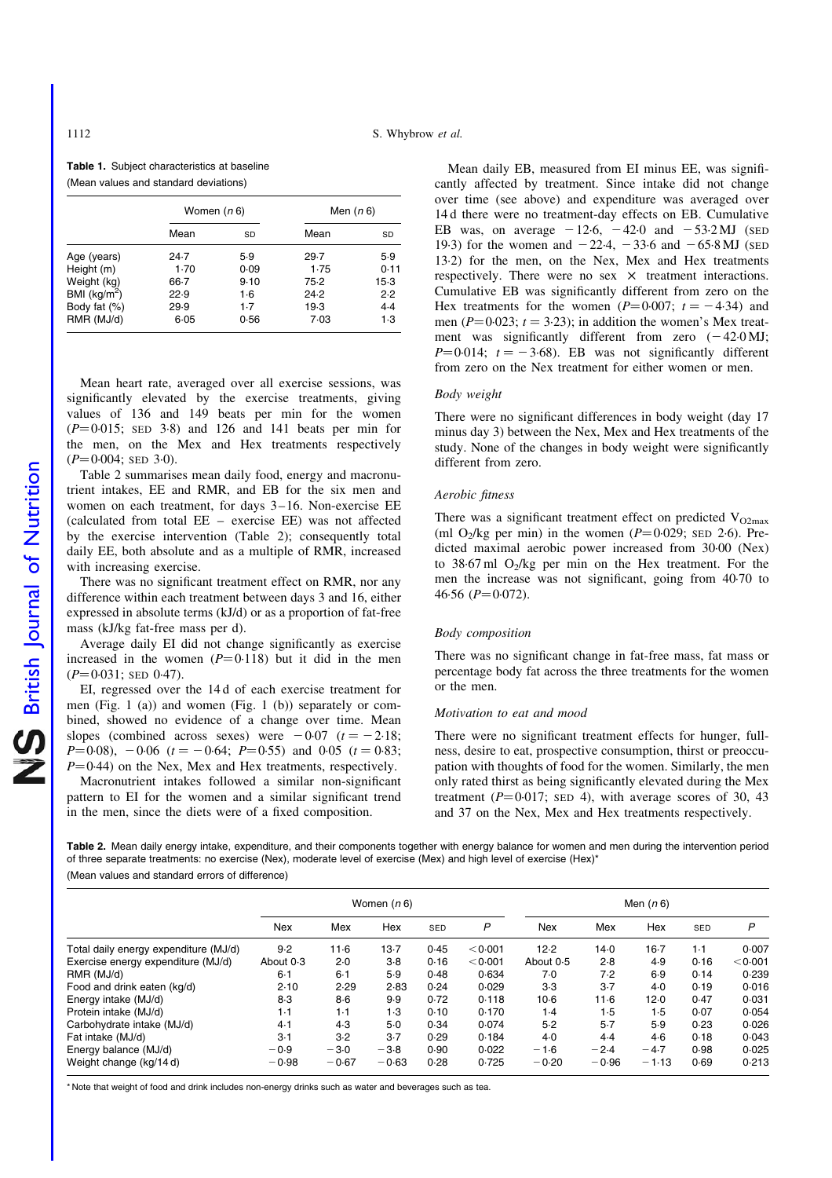**Table 1.** Subject characteristics at baseline

(Mean values and standard deviations)

| | Women (n 6) | | Men (n 6) | |
|---|---|---|---|---|
| | Mean | SD | Mean | SD |
| Age (years) | 24·7 | 5·9 | 29·7 | 5·9 |
| Height (m) | 1·70 | 0·09 | 1·75 | 0·11 |
| Weight (kg) | 66·7 | 9·10 | 75·2 | 15·3 |
| BMI (kg/m$^2$) | 22·9 | 1·6 | 24·2 | 2·2 |
| Body fat (%) | 29·9 | 1·7 | 19·3 | 4·4 |
| RMR (MJ/d) | 6·05 | 0·56 | 7·03 | 1·3 |

Mean heart rate, averaged over all exercise sessions, was significantly elevated by the exercise treatments, giving values of 136 and 149 beats per min for the women ($P=0{\cdot}015$; SED 3·8) and 126 and 141 beats per min for the men, on the Mex and Hex treatments respectively ($P=0{\cdot}004$; SED 3·0).

Table 2 summarises mean daily food, energy and macronutrient intakes, EE and RMR, and EB for the six men and women on each treatment, for days 3–16. Non-exercise EE (calculated from total EE – exercise EE) was not affected by the exercise intervention (Table 2); consequently total daily EE, both absolute and as a multiple of RMR, increased with increasing exercise.

There was no significant treatment effect on RMR, nor any difference within each treatment between days 3 and 16, either expressed in absolute terms (kJ/d) or as a proportion of fat-free mass (kJ/kg fat-free mass per d).

Average daily EI did not change significantly as exercise increased in the women ($P=0{\cdot}118$) but it did in the men ($P=0{\cdot}031$; SED 0·47).

EI, regressed over the 14 d of each exercise treatment for men (Fig. 1 (a)) and women (Fig. 1 (b)) separately or combined, showed no evidence of a change over time. Mean slopes (combined across sexes) were $-0{\cdot}07$ ($t=-2{\cdot}18$; $P=0{\cdot}08$), $-0{\cdot}06$ ($t=-0{\cdot}64$; $P=0{\cdot}55$) and 0·05 ($t=0{\cdot}83$; $P=0{\cdot}44$) on the Nex, Mex and Hex treatments, respectively.

Macronutrient intakes followed a similar non-significant pattern to EI for the women and a similar significant trend in the men, since the diets were of a fixed composition.

Mean daily EB, measured from EI minus EE, was significantly affected by treatment. Since intake did not change over time (see above) and expenditure was averaged over 14 d there were no treatment-day effects on EB. Cumulative EB was, on average $-12{\cdot}6$, $-42{\cdot}0$ and $-53{\cdot}2$ MJ (SED 19·3) for the women and $-22{\cdot}4$, $-33{\cdot}6$ and $-65{\cdot}8$ MJ (SED 13·2) for the men, on the Nex, Mex and Hex treatments respectively. There were no sex $\times$ treatment interactions. Cumulative EB was significantly different from zero on the Hex treatments for the women ($P=0{\cdot}007$; $t=-4{\cdot}34$) and men ($P=0{\cdot}023$; $t=3{\cdot}23$); in addition the women's Mex treatment was significantly different from zero ($-42{\cdot}0$ MJ; $P=0{\cdot}014$; $t=-3{\cdot}68$). EB was not significantly different from zero on the Nex treatment for either women or men.

*Body weight*

There were no significant differences in body weight (day 17 minus day 3) between the Nex, Mex and Hex treatments of the study. None of the changes in body weight were significantly different from zero.

*Aerobic fitness*

There was a significant treatment effect on predicted $V_{O2max}$ (ml $O_2$/kg per min) in the women ($P=0{\cdot}029$; SED 2·6). Predicted maximal aerobic power increased from 30·00 (Nex) to 38·67 ml $O_2$/kg per min on the Hex treatment. For the men the increase was not significant, going from 40·70 to 46·56 ($P=0{\cdot}072$).

*Body composition*

There was no significant change in fat-free mass, fat mass or percentage body fat across the three treatments for the women or the men.

*Motivation to eat and mood*

There were no significant treatment effects for hunger, fullness, desire to eat, prospective consumption, thirst or preoccupation with thoughts of food for the women. Similarly, the men only rated thirst as being significantly elevated during the Mex treatment ($P=0{\cdot}017$; SED 4), with average scores of 30, 43 and 37 on the Nex, Mex and Hex treatments respectively.

**Table 2.** Mean daily energy intake, expenditure, and their components together with energy balance for women and men during the intervention period of three separate treatments: no exercise (Nex), moderate level of exercise (Mex) and high level of exercise (Hex)*

(Mean values and standard errors of difference)

| | Women (n 6) | | | | | Men (n 6) | | | | |
|---|---|---|---|---|---|---|---|---|---|---|
| | Nex | Mex | Hex | SED | P | Nex | Mex | Hex | SED | P |
| Total daily energy expenditure (MJ/d) | 9·2 | 11·6 | 13·7 | 0·45 | <0·001 | 12·2 | 14·0 | 16·7 | 1·1 | 0·007 |
| Exercise energy expenditure (MJ/d) | About 0·3 | 2·0 | 3·8 | 0·16 | <0·001 | About 0·5 | 2·8 | 4·9 | 0·16 | <0·001 |
| RMR (MJ/d) | 6·1 | 6·1 | 5·9 | 0·48 | 0·634 | 7·0 | 7·2 | 6·9 | 0·14 | 0·239 |
| Food and drink eaten (kg/d) | 2·10 | 2·29 | 2·83 | 0·24 | 0·029 | 3·3 | 3·7 | 4·0 | 0·19 | 0·016 |
| Energy intake (MJ/d) | 8·3 | 8·6 | 9·9 | 0·72 | 0·118 | 10·6 | 11·6 | 12·0 | 0·47 | 0·031 |
| Protein intake (MJ/d) | 1·1 | 1·1 | 1·3 | 0·10 | 0·170 | 1·4 | 1·5 | 1·5 | 0·07 | 0·054 |
| Carbohydrate intake (MJ/d) | 4·1 | 4·3 | 5·0 | 0·34 | 0·074 | 5·2 | 5·7 | 5·9 | 0·23 | 0·026 |
| Fat intake (MJ/d) | 3·1 | 3·2 | 3·7 | 0·29 | 0·184 | 4·0 | 4·4 | 4·6 | 0·18 | 0·043 |
| Energy balance (MJ/d) | −0·9 | −3·0 | −3·8 | 0·90 | 0·022 | −1·6 | −2·4 | −4·7 | 0·98 | 0·025 |
| Weight change (kg/14 d) | −0·98 | −0·67 | −0·63 | 0·28 | 0·725 | −0·20 | −0·96 | −1·13 | 0·69 | 0·213 |

* Note that weight of food and drink includes non-energy drinks such as water and beverages such as tea.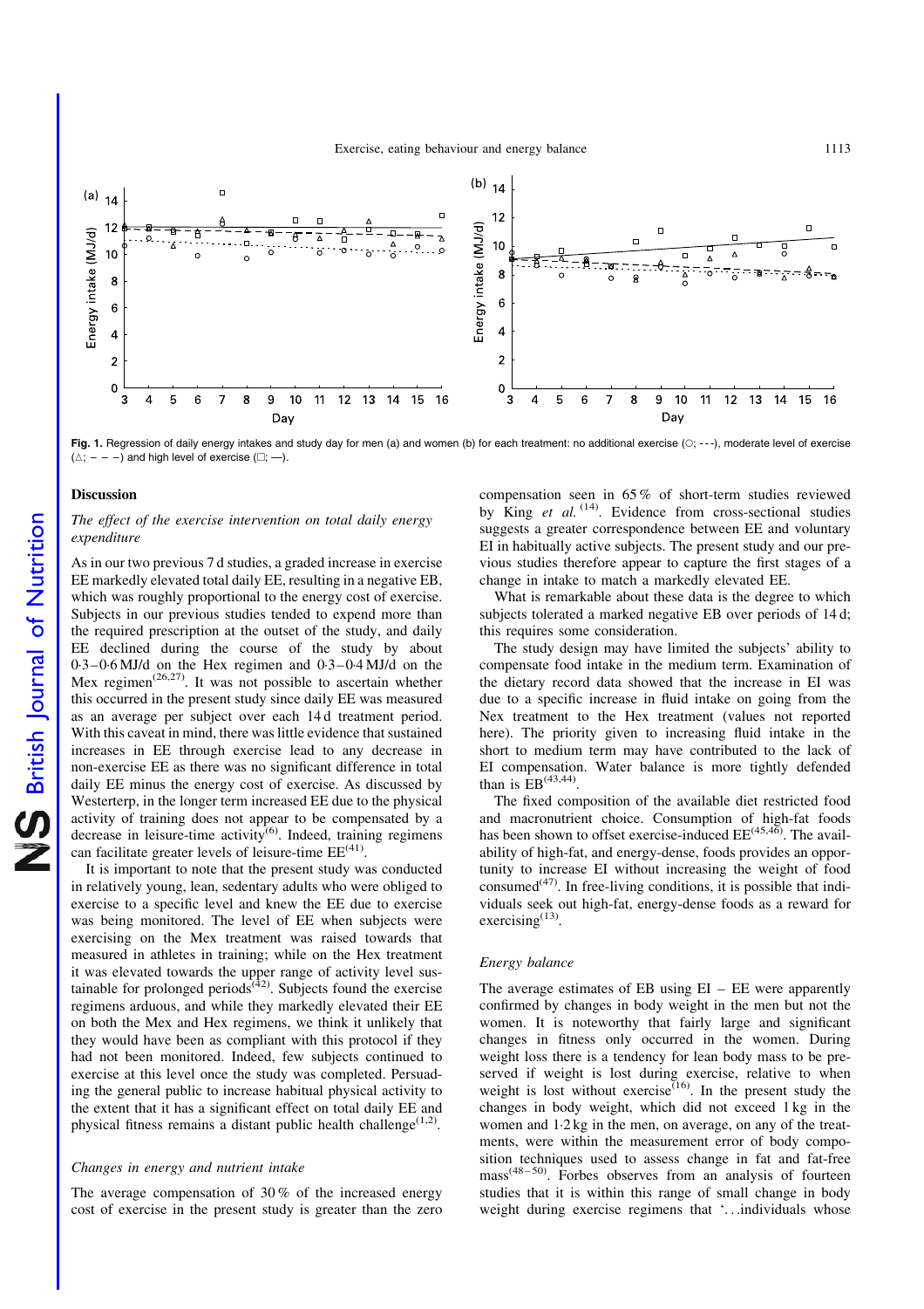Fig. 1. Regression of daily energy intakes and study day for men (a) and women (b) for each treatment: no additional exercise (○; - - -), moderate level of exercise (△; – – –) and high level of exercise (□; —).

## Discussion

### *The effect of the exercise intervention on total daily energy expenditure*

As in our two previous 7 d studies, a graded increase in exercise EE markedly elevated total daily EE, resulting in a negative EB, which was roughly proportional to the energy cost of exercise. Subjects in our previous studies tended to expend more than the required prescription at the outset of the study, and daily EE declined during the course of the study by about 0·3–0·6 MJ/d on the Hex regimen and 0·3–0·4 MJ/d on the Mex regimen[26,27]. It was not possible to ascertain whether this occurred in the present study since daily EE was measured as an average per subject over each 14 d treatment period. With this caveat in mind, there was little evidence that sustained increases in EE through exercise lead to any decrease in non-exercise EE as there was no significant difference in total daily EE minus the energy cost of exercise. As discussed by Westerterp, in the longer term increased EE due to the physical activity of training does not appear to be compensated by a decrease in leisure-time activity[6]. Indeed, training regimens can facilitate greater levels of leisure-time EE[41].

It is important to note that the present study was conducted in relatively young, lean, sedentary adults who were obliged to exercise to a specific level and knew the EE due to exercise was being monitored. The level of EE when subjects were exercising on the Mex treatment was raised towards that measured in athletes in training; while on the Hex treatment it was elevated towards the upper range of activity level sustainable for prolonged periods[42]. Subjects found the exercise regimens arduous, and while they markedly elevated their EE on both the Mex and Hex regimens, we think it unlikely that they would have been as compliant with this protocol if they had not been monitored. Indeed, few subjects continued to exercise at this level once the study was completed. Persuading the general public to increase habitual physical activity to the extent that it has a significant effect on total daily EE and physical fitness remains a distant public health challenge[1,2].

### *Changes in energy and nutrient intake*

The average compensation of 30 % of the increased energy cost of exercise in the present study is greater than the zero compensation seen in 65 % of short-term studies reviewed by King *et al.*[14]. Evidence from cross-sectional studies suggests a greater correspondence between EE and voluntary EI in habitually active subjects. The present study and our previous studies therefore appear to capture the first stages of a change in intake to match a markedly elevated EE.

What is remarkable about these data is the degree to which subjects tolerated a marked negative EB over periods of 14 d; this requires some consideration.

The study design may have limited the subjects' ability to compensate food intake in the medium term. Examination of the dietary record data showed that the increase in EI was due to a specific increase in fluid intake on going from the Nex treatment to the Hex treatment (values not reported here). The priority given to increasing fluid intake in the short to medium term may have contributed to the lack of EI compensation. Water balance is more tightly defended than is EB[43,44].

The fixed composition of the available diet restricted food and macronutrient choice. Consumption of high-fat foods has been shown to offset exercise-induced EE[45,46]. The availability of high-fat, and energy-dense, foods provides an opportunity to increase EI without increasing the weight of food consumed[47]. In free-living conditions, it is possible that individuals seek out high-fat, energy-dense foods as a reward for exercising[13].

### *Energy balance*

The average estimates of EB using EI – EE were apparently confirmed by changes in body weight in the men but not the women. It is noteworthy that fairly large and significant changes in fitness only occurred in the women. During weight loss there is a tendency for lean body mass to be preserved if weight is lost during exercise, relative to when weight is lost without exercise[16]. In the present study the changes in body weight, which did not exceed 1 kg in the women and 1·2 kg in the men, on average, on any of the treatments, were within the measurement error of body composition techniques used to assess change in fat and fat-free mass[48–50]. Forbes observes from an analysis of fourteen studies that it is within this range of small change in body weight during exercise regimens that '…individuals whose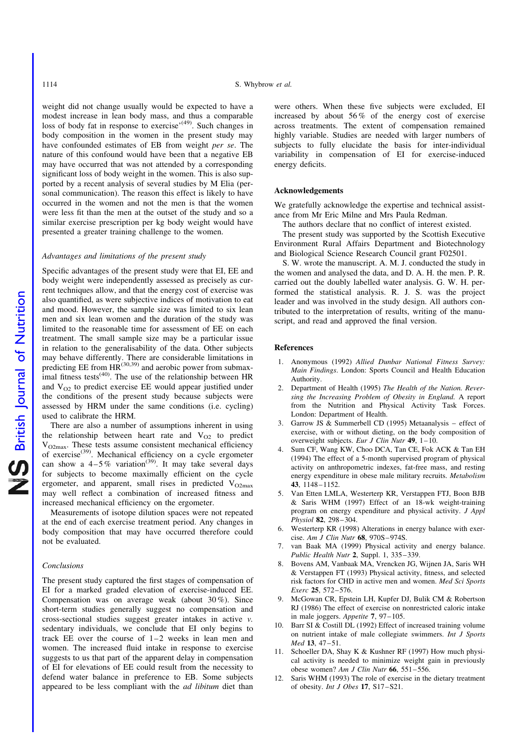weight did not change usually would be expected to have a modest increase in lean body mass, and thus a comparable loss of body fat in response to exercise'[49]. Such changes in body composition in the women in the present study may have confounded estimates of EB from weight *per se*. The nature of this confound would have been that a negative EB may have occurred that was not attended by a corresponding significant loss of body weight in the women. This is also supported by a recent analysis of several studies by M Elia (personal communication). The reason this effect is likely to have occurred in the women and not the men is that the women were less fit than the men at the outset of the study and so a similar exercise prescription per kg body weight would have presented a greater training challenge to the women.

### *Advantages and limitations of the present study*

Specific advantages of the present study were that EI, EE and body weight were independently assessed as precisely as current techniques allow, and that the energy cost of exercise was also quantified, as were subjective indices of motivation to eat and mood. However, the sample size was limited to six lean men and six lean women and the duration of the study was limited to the reasonable time for assessment of EE on each treatment. The small sample size may be a particular issue in relation to the generalisability of the data. Other subjects may behave differently. There are considerable limitations in predicting EE from HR[30,39] and aerobic power from submaximal fitness tests[40]. The use of the relationship between HR and $V_{O2}$ to predict exercise EE would appear justified under the conditions of the present study because subjects were assessed by HRM under the same conditions (i.e. cycling) used to calibrate the HRM.

There are also a number of assumptions inherent in using the relationship between heart rate and $V_{O2}$ to predict $V_{O2max}$. These tests assume consistent mechanical efficiency of exercise[39]. Mechanical efficiency on a cycle ergometer can show a 4–5 % variation[39]. It may take several days for subjects to become maximally efficient on the cycle ergometer, and apparent, small rises in predicted $V_{O2max}$ may well reflect a combination of increased fitness and increased mechanical efficiency on the ergometer.

Measurements of isotope dilution spaces were not repeated at the end of each exercise treatment period. Any changes in body composition that may have occurred therefore could not be evaluated.

### *Conclusions*

The present study captured the first stages of compensation of EI for a marked graded elevation of exercise-induced EE. Compensation was on average weak (about 30 %). Since short-term studies generally suggest no compensation and cross-sectional studies suggest greater intakes in active *v.* sedentary individuals, we conclude that EI only begins to track EE over the course of 1–2 weeks in lean men and women. The increased fluid intake in response to exercise suggests to us that part of the apparent delay in compensation of EI for elevations of EE could result from the necessity to defend water balance in preference to EB. Some subjects appeared to be less compliant with the *ad libitum* diet than were others. When these five subjects were excluded, EI increased by about 56 % of the energy cost of exercise across treatments. The extent of compensation remained highly variable. Studies are needed with larger numbers of subjects to fully elucidate the basis for inter-individual variability in compensation of EI for exercise-induced energy deficits.

## Acknowledgements

We gratefully acknowledge the expertise and technical assistance from Mr Eric Milne and Mrs Paula Redman.

The authors declare that no conflict of interest existed.

The present study was supported by the Scottish Executive Environment Rural Affairs Department and Biotechnology and Biological Science Research Council grant F02501.

S. W. wrote the manuscript. A. M. J. conducted the study in the women and analysed the data, and D. A. H. the men. P. R. carried out the doubly labelled water analysis. G. W. H. performed the statistical analysis. R. J. S. was the project leader and was involved in the study design. All authors contributed to the interpretation of results, writing of the manuscript, and read and approved the final version.

## References

1. Anonymous (1992) *Allied Dunbar National Fitness Survey: Main Findings*. London: Sports Council and Health Education Authority.
2. Department of Health (1995) *The Health of the Nation. Reversing the Increasing Problem of Obesity in England.* A report from the Nutrition and Physical Activity Task Forces. London: Department of Health.
3. Garrow JS & Summerbell CD (1995) Metaanalysis – effect of exercise, with or without dieting, on the body composition of overweight subjects. *Eur J Clin Nutr* **49**, 1–10.
4. Sum CF, Wang KW, Choo DCA, Tan CE, Fok ACK & Tan EH (1994) The effect of a 5-month supervised program of physical activity on anthropometric indexes, fat-free mass, and resting energy expenditure in obese male military recruits. *Metabolism* **43**, 1148–1152.
5. Van Etten LMLA, Westerterp KR, Verstappen FTJ, Boon BJB & Saris WHM (1997) Effect of an 18-wk weight-training program on energy expenditure and physical activity. *J Appl Physiol* **82**, 298–304.
6. Westerterp KR (1998) Alterations in energy balance with exercise. *Am J Clin Nutr* **68**, 970S–974S.
7. van Baak MA (1999) Physical activity and energy balance. *Public Health Nutr* **2**, Suppl. 1, 335–339.
8. Bovens AM, Vanbaak MA, Vrencken JG, Wijnen JA, Saris WH & Verstappen FT (1993) Physical activity, fitness, and selected risk factors for CHD in active men and women. *Med Sci Sports Exerc* **25**, 572–576.
9. McGowan CR, Epstein LH, Kupfer DJ, Bulik CM & Robertson RJ (1986) The effect of exercise on nonrestricted caloric intake in male joggers. *Appetite* **7**, 97–105.
10. Barr SI & Costill DL (1992) Effect of increased training volume on nutrient intake of male collegiate swimmers. *Int J Sports Med* **13**, 47–51.
11. Schoeller DA, Shay K & Kushner RF (1997) How much physical activity is needed to minimize weight gain in previously obese women? *Am J Clin Nutr* **66**, 551–556.
12. Saris WHM (1993) The role of exercise in the dietary treatment of obesity. *Int J Obes* **17**, S17–S21.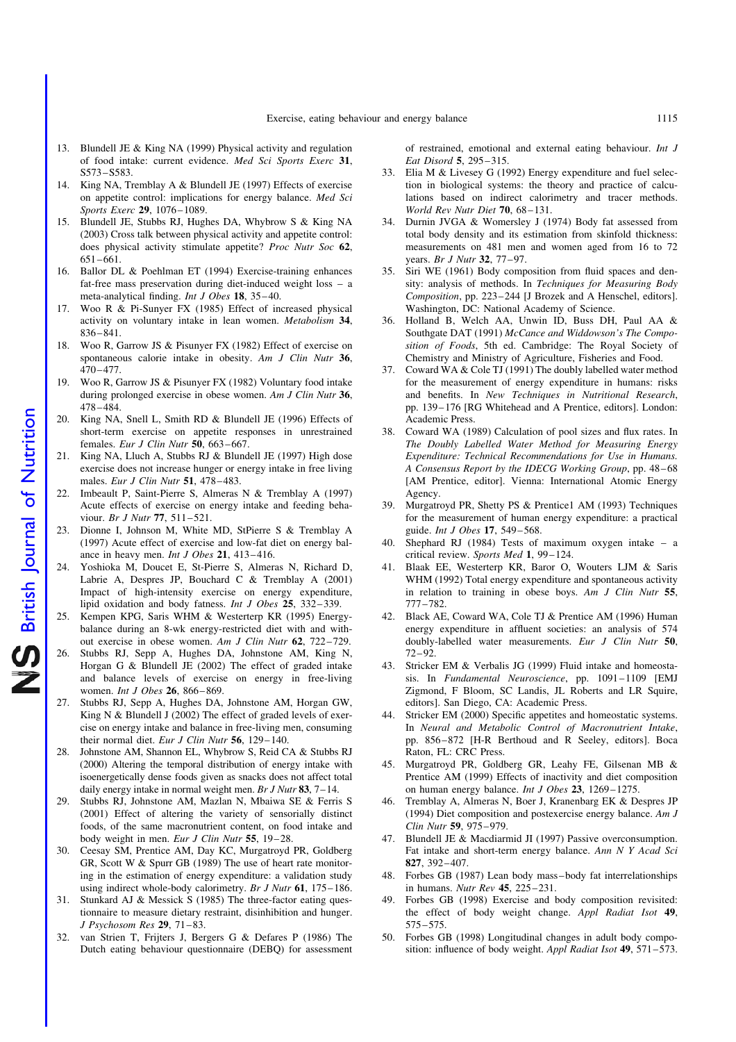13. Blundell JE & King NA (1999) Physical activity and regulation of food intake: current evidence. *Med Sci Sports Exerc* **31**, S573–S583.
14. King NA, Tremblay A & Blundell JE (1997) Effects of exercise on appetite control: implications for energy balance. *Med Sci Sports Exerc* **29**, 1076–1089.
15. Blundell JE, Stubbs RJ, Hughes DA, Whybrow S & King NA (2003) Cross talk between physical activity and appetite control: does physical activity stimulate appetite? *Proc Nutr Soc* **62**, 651–661.
16. Ballor DL & Poehlman ET (1994) Exercise-training enhances fat-free mass preservation during diet-induced weight loss – a meta-analytical finding. *Int J Obes* **18**, 35–40.
17. Woo R & Pi-Sunyer FX (1985) Effect of increased physical activity on voluntary intake in lean women. *Metabolism* **34**, 836–841.
18. Woo R, Garrow JS & Pisunyer FX (1982) Effect of exercise on spontaneous calorie intake in obesity. *Am J Clin Nutr* **36**, 470–477.
19. Woo R, Garrow JS & Pisunyer FX (1982) Voluntary food intake during prolonged exercise in obese women. *Am J Clin Nutr* **36**, 478–484.
20. King NA, Snell L, Smith RD & Blundell JE (1996) Effects of short-term exercise on appetite responses in unrestrained females. *Eur J Clin Nutr* **50**, 663–667.
21. King NA, Lluch A, Stubbs RJ & Blundell JE (1997) High dose exercise does not increase hunger or energy intake in free living males. *Eur J Clin Nutr* **51**, 478–483.
22. Imbeault P, Saint-Pierre S, Almeras N & Tremblay A (1997) Acute effects of exercise on energy intake and feeding behaviour. *Br J Nutr* **77**, 511–521.
23. Dionne I, Johnson M, White MD, StPierre S & Tremblay A (1997) Acute effect of exercise and low-fat diet on energy balance in heavy men. *Int J Obes* **21**, 413–416.
24. Yoshioka M, Doucet E, St-Pierre S, Almeras N, Richard D, Labrie A, Despres JP, Bouchard C & Tremblay A (2001) Impact of high-intensity exercise on energy expenditure, lipid oxidation and body fatness. *Int J Obes* **25**, 332–339.
25. Kempen KPG, Saris WHM & Westerterp KR (1995) Energy-balance during an 8-wk energy-restricted diet with and without exercise in obese women. *Am J Clin Nutr* **62**, 722–729.
26. Stubbs RJ, Sepp A, Hughes DA, Johnstone AM, King N, Horgan G & Blundell JE (2002) The effect of graded intake and balance levels of exercise on energy in free-living women. *Int J Obes* **26**, 866–869.
27. Stubbs RJ, Sepp A, Hughes DA, Johnstone AM, Horgan GW, King N & Blundell J (2002) The effect of graded levels of exercise on energy intake and balance in free-living men, consuming their normal diet. *Eur J Clin Nutr* **56**, 129–140.
28. Johnstone AM, Shannon EL, Whybrow S, Reid CA & Stubbs RJ (2000) Altering the temporal distribution of energy intake with isoenergetically dense foods given as snacks does not affect total daily energy intake in normal weight men. *Br J Nutr* **83**, 7–14.
29. Stubbs RJ, Johnstone AM, Mazlan N, Mbaiwa SE & Ferris S (2001) Effect of altering the variety of sensorially distinct foods, of the same macronutrient content, on food intake and body weight in men. *Eur J Clin Nutr* **55**, 19–28.
30. Ceesay SM, Prentice AM, Day KC, Murgatroyd PR, Goldberg GR, Scott W & Spurr GB (1989) The use of heart rate monitoring in the estimation of energy expenditure: a validation study using indirect whole-body calorimetry. *Br J Nutr* **61**, 175–186.
31. Stunkard AJ & Messick S (1985) The three-factor eating questionnaire to measure dietary restraint, disinhibition and hunger. *J Psychosom Res* **29**, 71–83.
32. van Strien T, Frijters J, Bergers G & Defares P (1986) The Dutch eating behaviour questionnaire (DEBQ) for assessment of restrained, emotional and external eating behaviour. *Int J Eat Disord* **5**, 295–315.
33. Elia M & Livesey G (1992) Energy expenditure and fuel selection in biological systems: the theory and practice of calculations based on indirect calorimetry and tracer methods. *World Rev Nutr Diet* **70**, 68–131.
34. Durnin JVGA & Womersley J (1974) Body fat assessed from total body density and its estimation from skinfold thickness: measurements on 481 men and women aged from 16 to 72 years. *Br J Nutr* **32**, 77–97.
35. Siri WE (1961) Body composition from fluid spaces and density: analysis of methods. In *Techniques for Measuring Body Composition*, pp. 223–244 [J Brozek and A Henschel, editors]. Washington, DC: National Academy of Science.
36. Holland B, Welch AA, Unwin ID, Buss DH, Paul AA & Southgate DAT (1991) *McCance and Widdowson's The Composition of Foods*, 5th ed. Cambridge: The Royal Society of Chemistry and Ministry of Agriculture, Fisheries and Food.
37. Coward WA & Cole TJ (1991) The doubly labelled water method for the measurement of energy expenditure in humans: risks and benefits. In *New Techniques in Nutritional Research*, pp. 139–176 [RG Whitehead and A Prentice, editors]. London: Academic Press.
38. Coward WA (1989) Calculation of pool sizes and flux rates. In *The Doubly Labelled Water Method for Measuring Energy Expenditure: Technical Recommendations for Use in Humans. A Consensus Report by the IDECG Working Group*, pp. 48–68 [AM Prentice, editor]. Vienna: International Atomic Energy Agency.
39. Murgatroyd PR, Shetty PS & Prentice1 AM (1993) Techniques for the measurement of human energy expenditure: a practical guide. *Int J Obes* **17**, 549–568.
40. Shephard RJ (1984) Tests of maximum oxygen intake – a critical review. *Sports Med* **1**, 99–124.
41. Blaak EE, Westerterp KR, Baror O, Wouters LJM & Saris WHM (1992) Total energy expenditure and spontaneous activity in relation to training in obese boys. *Am J Clin Nutr* **55**, 777–782.
42. Black AE, Coward WA, Cole TJ & Prentice AM (1996) Human energy expenditure in affluent societies: an analysis of 574 doubly-labelled water measurements. *Eur J Clin Nutr* **50**, 72–92.
43. Stricker EM & Verbalis JG (1999) Fluid intake and homeostasis. In *Fundamental Neuroscience*, pp. 1091–1109 [EMJ Zigmond, F Bloom, SC Landis, JL Roberts and LR Squire, editors]. San Diego, CA: Academic Press.
44. Stricker EM (2000) Specific appetites and homeostatic systems. In *Neural and Metabolic Control of Macronutrient Intake*, pp. 856–872 [H-R Berthoud and R Seeley, editors]. Boca Raton, FL: CRC Press.
45. Murgatroyd PR, Goldberg GR, Leahy FE, Gilsenan MB & Prentice AM (1999) Effects of inactivity and diet composition on human energy balance. *Int J Obes* **23**, 1269–1275.
46. Tremblay A, Almeras N, Boer J, Kranenbarg EK & Despres JP (1994) Diet composition and postexercise energy balance. *Am J Clin Nutr* **59**, 975–979.
47. Blundell JE & Macdiarmid JI (1997) Passive overconsumption. Fat intake and short-term energy balance. *Ann N Y Acad Sci* **827**, 392–407.
48. Forbes GB (1987) Lean body mass–body fat interrelationships in humans. *Nutr Rev* **45**, 225–231.
49. Forbes GB (1998) Exercise and body composition revisited: the effect of body weight change. *Appl Radiat Isot* **49**, 575–575.
50. Forbes GB (1998) Longitudinal changes in adult body composition: influence of body weight. *Appl Radiat Isot* **49**, 571–573.